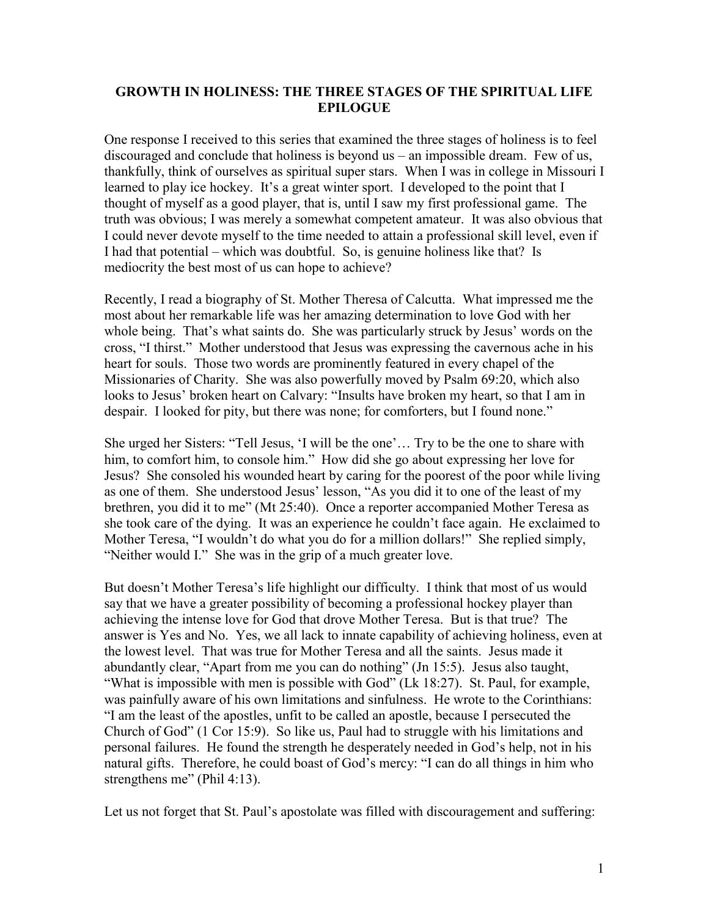# GROWTH IN HOLINESS: THE THREE STAGES OF THE SPIRITUAL LIFE EPILOGUE

One response I received to this series that examined the three stages of holiness is to feel discouraged and conclude that holiness is beyond us – an impossible dream. Few of us, thankfully, think of ourselves as spiritual super stars. When I was in college in Missouri I learned to play ice hockey. It's a great winter sport. I developed to the point that I thought of myself as a good player, that is, until I saw my first professional game. The truth was obvious; I was merely a somewhat competent amateur. It was also obvious that I could never devote myself to the time needed to attain a professional skill level, even if I had that potential – which was doubtful. So, is genuine holiness like that? Is mediocrity the best most of us can hope to achieve?

Recently, I read a biography of St. Mother Theresa of Calcutta. What impressed me the most about her remarkable life was her amazing determination to love God with her whole being. That's what saints do. She was particularly struck by Jesus' words on the cross, "I thirst." Mother understood that Jesus was expressing the cavernous ache in his heart for souls. Those two words are prominently featured in every chapel of the Missionaries of Charity. She was also powerfully moved by Psalm 69:20, which also looks to Jesus' broken heart on Calvary: "Insults have broken my heart, so that I am in despair. I looked for pity, but there was none; for comforters, but I found none."

She urged her Sisters: "Tell Jesus, 'I will be the one'… Try to be the one to share with him, to comfort him, to console him." How did she go about expressing her love for Jesus? She consoled his wounded heart by caring for the poorest of the poor while living as one of them. She understood Jesus' lesson, "As you did it to one of the least of my brethren, you did it to me" (Mt 25:40). Once a reporter accompanied Mother Teresa as she took care of the dying. It was an experience he couldn't face again. He exclaimed to Mother Teresa, "I wouldn't do what you do for a million dollars!" She replied simply, "Neither would I." She was in the grip of a much greater love.

But doesn't Mother Teresa's life highlight our difficulty. I think that most of us would say that we have a greater possibility of becoming a professional hockey player than achieving the intense love for God that drove Mother Teresa. But is that true? The answer is Yes and No. Yes, we all lack to innate capability of achieving holiness, even at the lowest level. That was true for Mother Teresa and all the saints. Jesus made it abundantly clear, "Apart from me you can do nothing" (Jn 15:5). Jesus also taught, "What is impossible with men is possible with God" (Lk 18:27). St. Paul, for example, was painfully aware of his own limitations and sinfulness. He wrote to the Corinthians: "I am the least of the apostles, unfit to be called an apostle, because I persecuted the Church of God" (1 Cor 15:9). So like us, Paul had to struggle with his limitations and personal failures. He found the strength he desperately needed in God's help, not in his natural gifts. Therefore, he could boast of God's mercy: "I can do all things in him who strengthens me" (Phil 4:13).

Let us not forget that St. Paul's apostolate was filled with discouragement and suffering: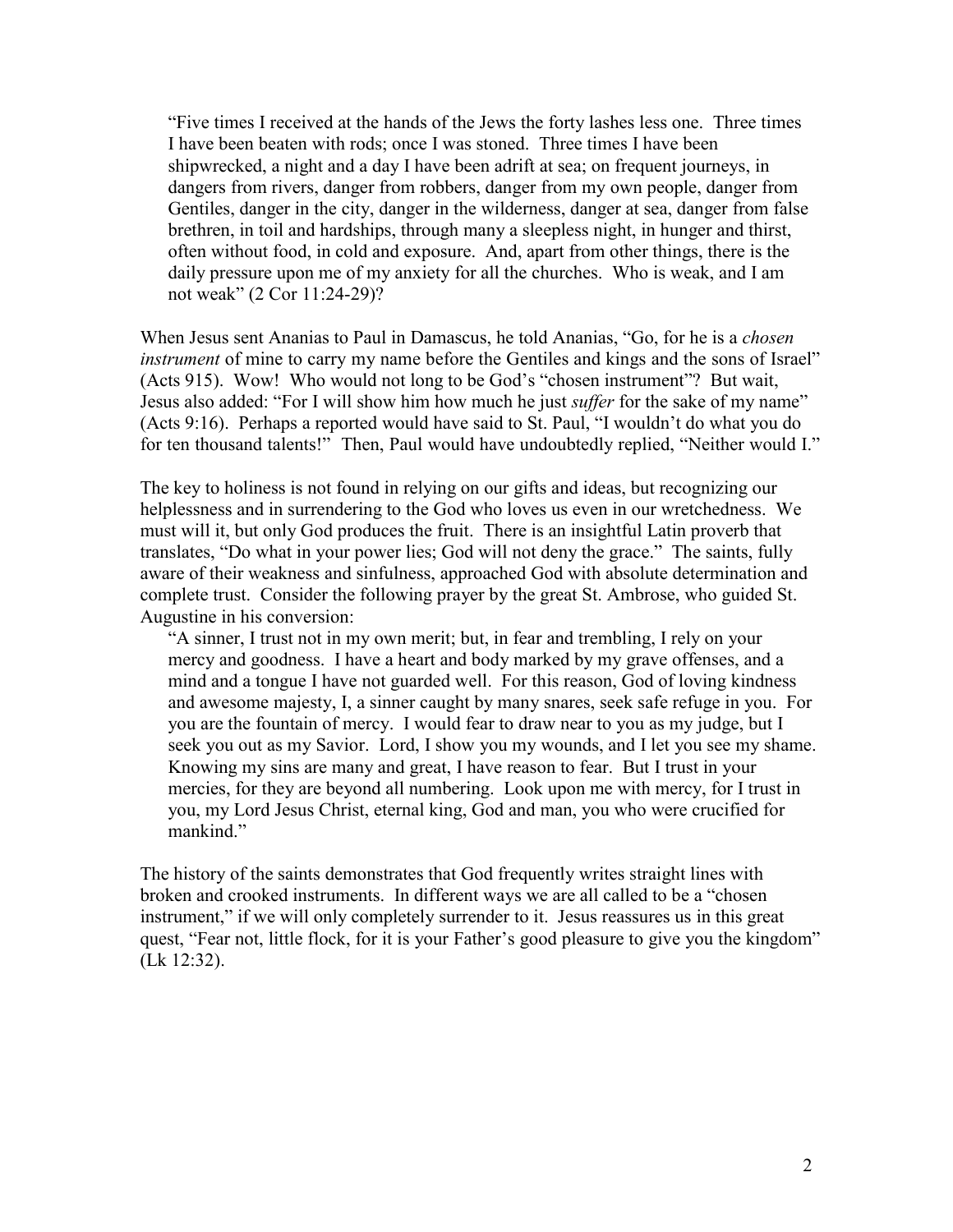> "Five times I received at the hands of the Jews the forty lashes less one. Three times I have been beaten with rods; once I was stoned. Three times I have been shipwrecked, a night and a day I have been adrift at sea; on frequent journeys, in dangers from rivers, danger from robbers, danger from my own people, danger from Gentiles, danger in the city, danger in the wilderness, danger at sea, danger from false brethren, in toil and hardships, through many a sleepless night, in hunger and thirst, often without food, in cold and exposure. And, apart from other things, there is the daily pressure upon me of my anxiety for all the churches. Who is weak, and I am not weak" (2 Cor 11:24-29)?

When Jesus sent Ananias to Paul in Damascus, he told Ananias, "Go, for he is a *chosen instrument* of mine to carry my name before the Gentiles and kings and the sons of Israel" (Acts 915). Wow! Who would not long to be God's "chosen instrument"? But wait, Jesus also added: "For I will show him how much he just *suffer* for the sake of my name" (Acts 9:16). Perhaps a reported would have said to St. Paul, "I wouldn't do what you do for ten thousand talents!" Then, Paul would have undoubtedly replied, "Neither would I."

The key to holiness is not found in relying on our gifts and ideas, but recognizing our helplessness and in surrendering to the God who loves us even in our wretchedness. We must will it, but only God produces the fruit. There is an insightful Latin proverb that translates, "Do what in your power lies; God will not deny the grace." The saints, fully aware of their weakness and sinfulness, approached God with absolute determination and complete trust. Consider the following prayer by the great St. Ambrose, who guided St. Augustine in his conversion:

> "A sinner, I trust not in my own merit; but, in fear and trembling, I rely on your mercy and goodness. I have a heart and body marked by my grave offenses, and a mind and a tongue I have not guarded well. For this reason, God of loving kindness and awesome majesty, I, a sinner caught by many snares, seek safe refuge in you. For you are the fountain of mercy. I would fear to draw near to you as my judge, but I seek you out as my Savior. Lord, I show you my wounds, and I let you see my shame. Knowing my sins are many and great, I have reason to fear. But I trust in your mercies, for they are beyond all numbering. Look upon me with mercy, for I trust in you, my Lord Jesus Christ, eternal king, God and man, you who were crucified for mankind."

The history of the saints demonstrates that God frequently writes straight lines with broken and crooked instruments. In different ways we are all called to be a "chosen instrument," if we will only completely surrender to it. Jesus reassures us in this great quest, "Fear not, little flock, for it is your Father's good pleasure to give you the kingdom" (Lk 12:32).